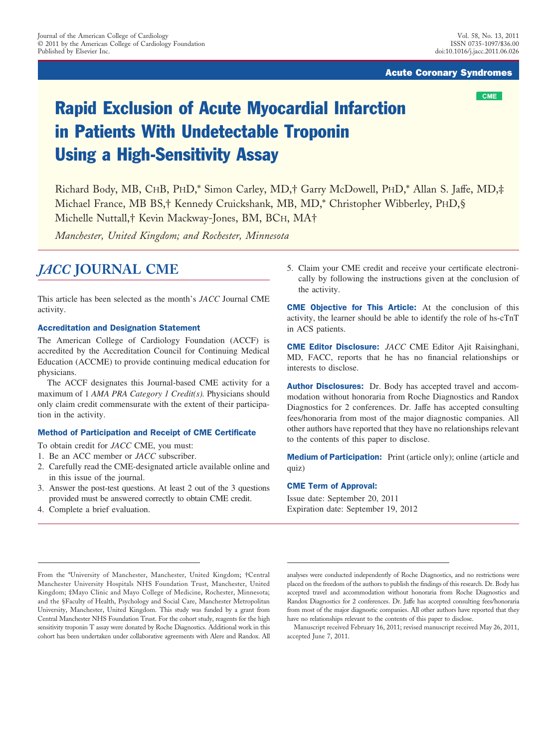Acute Coronary Syndromes

CME

# Rapid Exclusion of Acute Myocardial Infarction in Patients With Undetectable Troponin Using a High-Sensitivity Assay

Richard Body, MB, CHB, PHD,* Simon Carley, MD,† Garry McDowell, PHD,* Allan S. Jaffe, MD,‡ Michael France, MB BS,† Kennedy Cruickshank, MB, MD,* Christopher Wibberley, PHD,§ Michelle Nuttall,† Kevin Mackway-Jones, BM, BCH, MA†

*Manchester, United Kingdom; and Rochester, Minnesota*

## *JACC* JOURNAL CME

This article has been selected as the month's *JACC* Journal CME activity.

### Accreditation and Designation Statement

The American College of Cardiology Foundation (ACCF) is accredited by the Accreditation Council for Continuing Medical Education (ACCME) to provide continuing medical education for physicians.

The ACCF designates this Journal-based CME activity for a maximum of 1 *AMA PRA Category 1 Credit(s)*. Physicians should only claim credit commensurate with the extent of their participation in the activity.

### Method of Participation and Receipt of CME Certificate

To obtain credit for *JACC* CME, you must:

1. Be an ACC member or *JACC* subscriber.
2. Carefully read the CME-designated article available online and in this issue of the journal.
3. Answer the post-test questions. At least 2 out of the 3 questions provided must be answered correctly to obtain CME credit.
4. Complete a brief evaluation.
5. Claim your CME credit and receive your certificate electronically by following the instructions given at the conclusion of the activity.

**CME Objective for This Article:** At the conclusion of this activity, the learner should be able to identify the role of hs-cTnT in ACS patients.

**CME Editor Disclosure:** *JACC* CME Editor Ajit Raisinghani, MD, FACC, reports that he has no financial relationships or interests to disclose.

**Author Disclosures:** Dr. Body has accepted travel and accommodation without honoraria from Roche Diagnostics and Randox Diagnostics for 2 conferences. Dr. Jaffe has accepted consulting fees/honoraria from most of the major diagnostic companies. All other authors have reported that they have no relationships relevant to the contents of this paper to disclose.

**Medium of Participation:** Print (article only); online (article and quiz)

**CME Term of Approval:**

Issue date: September 20, 2011
Expiration date: September 19, 2012

---

From the *University of Manchester, Manchester, United Kingdom; †Central Manchester University Hospitals NHS Foundation Trust, Manchester, United Kingdom; ‡Mayo Clinic and Mayo College of Medicine, Rochester, Minnesota; and the §Faculty of Health, Psychology and Social Care, Manchester Metropolitan University, Manchester, United Kingdom. This study was funded by a grant from Central Manchester NHS Foundation Trust. For the cohort study, reagents for the high sensitivity troponin T assay were donated by Roche Diagnostics. Additional work in this cohort has been undertaken under collaborative agreements with Alere and Randox. All analyses were conducted independently of Roche Diagnostics, and no restrictions were placed on the freedom of the authors to publish the findings of this research. Dr. Body has accepted travel and accommodation without honoraria from Roche Diagnostics and Randox Diagnostics for 2 conferences. Dr. Jaffe has accepted consulting fees/honoraria from most of the major diagnostic companies. All other authors have reported that they have no relationships relevant to the contents of this paper to disclose.

Manuscript received February 16, 2011; revised manuscript received May 26, 2011, accepted June 7, 2011.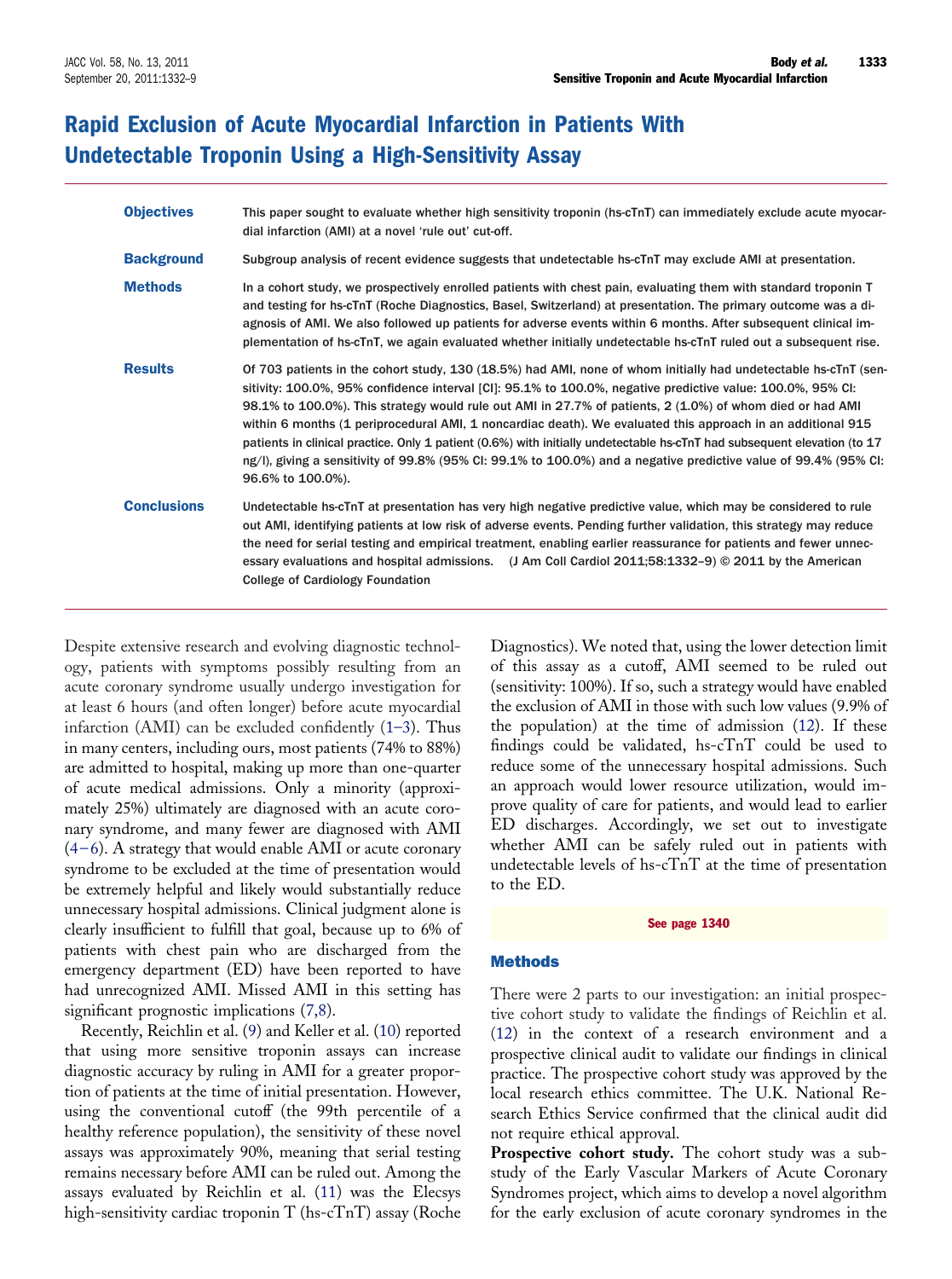# Rapid Exclusion of Acute Myocardial Infarction in Patients With Undetectable Troponin Using a High-Sensitivity Assay

**Objectives** This paper sought to evaluate whether high sensitivity troponin (hs-cTnT) can immediately exclude acute myocardial infarction (AMI) at a novel 'rule out' cut-off.

**Background** Subgroup analysis of recent evidence suggests that undetectable hs-cTnT may exclude AMI at presentation.

**Methods** In a cohort study, we prospectively enrolled patients with chest pain, evaluating them with standard troponin T and testing for hs-cTnT (Roche Diagnostics, Basel, Switzerland) at presentation. The primary outcome was a diagnosis of AMI. We also followed up patients for adverse events within 6 months. After subsequent clinical implementation of hs-cTnT, we again evaluated whether initially undetectable hs-cTnT ruled out a subsequent rise.

**Results** Of 703 patients in the cohort study, 130 (18.5%) had AMI, none of whom initially had undetectable hs-cTnT (sensitivity: 100.0%, 95% confidence interval [CI]: 95.1% to 100.0%, negative predictive value: 100.0%, 95% CI: 98.1% to 100.0%). This strategy would rule out AMI in 27.7% of patients, 2 (1.0%) of whom died or had AMI within 6 months (1 periprocedural AMI, 1 noncardiac death). We evaluated this approach in an additional 915 patients in clinical practice. Only 1 patient (0.6%) with initially undetectable hs-cTnT had subsequent elevation (to 17 ng/l), giving a sensitivity of 99.8% (95% CI: 99.1% to 100.0%) and a negative predictive value of 99.4% (95% CI: 96.6% to 100.0%).

**Conclusions** Undetectable hs-cTnT at presentation has very high negative predictive value, which may be considered to rule out AMI, identifying patients at low risk of adverse events. Pending further validation, this strategy may reduce the need for serial testing and empirical treatment, enabling earlier reassurance for patients and fewer unnecessary evaluations and hospital admissions. (J Am Coll Cardiol 2011;58:1332–9) © 2011 by the American College of Cardiology Foundation

Despite extensive research and evolving diagnostic technology, patients with symptoms possibly resulting from an acute coronary syndrome usually undergo investigation for at least 6 hours (and often longer) before acute myocardial infarction (AMI) can be excluded confidently (1–3). Thus in many centers, including ours, most patients (74% to 88%) are admitted to hospital, making up more than one-quarter of acute medical admissions. Only a minority (approximately 25%) ultimately are diagnosed with an acute coronary syndrome, and many fewer are diagnosed with AMI (4–6). A strategy that would enable AMI or acute coronary syndrome to be excluded at the time of presentation would be extremely helpful and likely would substantially reduce unnecessary hospital admissions. Clinical judgment alone is clearly insufficient to fulfill that goal, because up to 6% of patients with chest pain who are discharged from the emergency department (ED) have been reported to have had unrecognized AMI. Missed AMI in this setting has significant prognostic implications (7,8).

Recently, Reichlin et al. (9) and Keller et al. (10) reported that using more sensitive troponin assays can increase diagnostic accuracy by ruling in AMI for a greater proportion of patients at the time of initial presentation. However, using the conventional cutoff (the 99th percentile of a healthy reference population), the sensitivity of these novel assays was approximately 90%, meaning that serial testing remains necessary before AMI can be ruled out. Among the assays evaluated by Reichlin et al. (11) was the Elecsys high-sensitivity cardiac troponin T (hs-cTnT) assay (Roche Diagnostics). We noted that, using the lower detection limit of this assay as a cutoff, AMI seemed to be ruled out (sensitivity: 100%). If so, such a strategy would have enabled the exclusion of AMI in those with such low values (9.9% of the population) at the time of admission (12). If these findings could be validated, hs-cTnT could be used to reduce some of the unnecessary hospital admissions. Such an approach would lower resource utilization, would improve quality of care for patients, and would lead to earlier ED discharges. Accordingly, we set out to investigate whether AMI can be safely ruled out in patients with undetectable levels of hs-cTnT at the time of presentation to the ED.

See page 1340

## Methods

There were 2 parts to our investigation: an initial prospective cohort study to validate the findings of Reichlin et al. (12) in the context of a research environment and a prospective clinical audit to validate our findings in clinical practice. The prospective cohort study was approved by the local research ethics committee. The U.K. National Research Ethics Service confirmed that the clinical audit did not require ethical approval.

**Prospective cohort study.** The cohort study was a substudy of the Early Vascular Markers of Acute Coronary Syndromes project, which aims to develop a novel algorithm for the early exclusion of acute coronary syndromes in the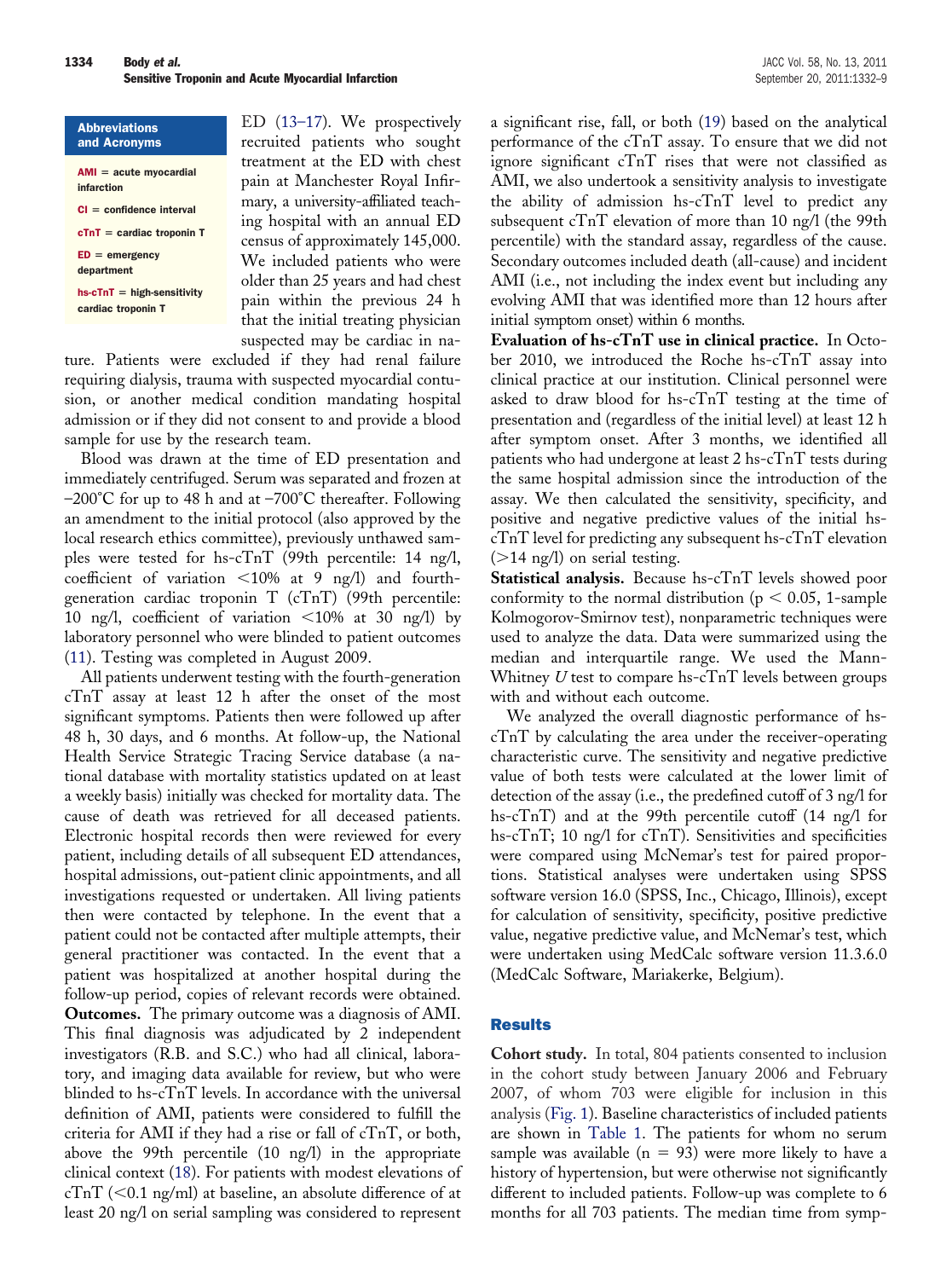**Abbreviations and Acronyms**

**AMI** = acute myocardial infarction

**CI** = confidence interval

**cTnT** = cardiac troponin T

**ED** = emergency department

**hs-cTnT** = high-sensitivity cardiac troponin T

ED (13–17). We prospectively recruited patients who sought treatment at the ED with chest pain at Manchester Royal Infirmary, a university-affiliated teaching hospital with an annual ED census of approximately 145,000. We included patients who were older than 25 years and had chest pain within the previous 24 h that the initial treating physician suspected may be cardiac in nature. Patients were excluded if they had renal failure requiring dialysis, trauma with suspected myocardial contusion, or another medical condition mandating hospital admission or if they did not consent to and provide a blood sample for use by the research team.

Blood was drawn at the time of ED presentation and immediately centrifuged. Serum was separated and frozen at −200°C for up to 48 h and at −700°C thereafter. Following an amendment to the initial protocol (also approved by the local research ethics committee), previously unthawed samples were tested for hs-cTnT (99th percentile: 14 ng/l, coefficient of variation <10% at 9 ng/l) and fourth-generation cardiac troponin T (cTnT) (99th percentile: 10 ng/l, coefficient of variation <10% at 30 ng/l) by laboratory personnel who were blinded to patient outcomes (11). Testing was completed in August 2009.

All patients underwent testing with the fourth-generation cTnT assay at least 12 h after the onset of the most significant symptoms. Patients then were followed up after 48 h, 30 days, and 6 months. At follow-up, the National Health Service Strategic Tracing Service database (a national database with mortality statistics updated on at least a weekly basis) initially was checked for mortality data. The cause of death was retrieved for all deceased patients. Electronic hospital records then were reviewed for every patient, including details of all subsequent ED attendances, hospital admissions, out-patient clinic appointments, and all investigations requested or undertaken. All living patients then were contacted by telephone. In the event that a patient could not be contacted after multiple attempts, their general practitioner was contacted. In the event that a patient was hospitalized at another hospital during the follow-up period, copies of relevant records were obtained.

**Outcomes.** The primary outcome was a diagnosis of AMI. This final diagnosis was adjudicated by 2 independent investigators (R.B. and S.C.) who had all clinical, laboratory, and imaging data available for review, but who were blinded to hs-cTnT levels. In accordance with the universal definition of AMI, patients were considered to fulfill the criteria for AMI if they had a rise or fall of cTnT, or both, above the 99th percentile (10 ng/l) in the appropriate clinical context (18). For patients with modest elevations of cTnT (<0.1 ng/ml) at baseline, an absolute difference of at least 20 ng/l on serial sampling was considered to represent a significant rise, fall, or both (19) based on the analytical performance of the cTnT assay. To ensure that we did not ignore significant cTnT rises that were not classified as AMI, we also undertook a sensitivity analysis to investigate the ability of admission hs-cTnT level to predict any subsequent cTnT elevation of more than 10 ng/l (the 99th percentile) with the standard assay, regardless of the cause. Secondary outcomes included death (all-cause) and incident AMI (i.e., not including the index event but including any evolving AMI that was identified more than 12 hours after initial symptom onset) within 6 months.

**Evaluation of hs-cTnT use in clinical practice.** In October 2010, we introduced the Roche hs-cTnT assay into clinical practice at our institution. Clinical personnel were asked to draw blood for hs-cTnT testing at the time of presentation and (regardless of the initial level) at least 12 h after symptom onset. After 3 months, we identified all patients who had undergone at least 2 hs-cTnT tests during the same hospital admission since the introduction of the assay. We then calculated the sensitivity, specificity, and positive and negative predictive values of the initial hs-cTnT level for predicting any subsequent hs-cTnT elevation (>14 ng/l) on serial testing.

**Statistical analysis.** Because hs-cTnT levels showed poor conformity to the normal distribution ($p < 0.05$, 1-sample Kolmogorov-Smirnov test), nonparametric techniques were used to analyze the data. Data were summarized using the median and interquartile range. We used the Mann-Whitney $U$ test to compare hs-cTnT levels between groups with and without each outcome.

We analyzed the overall diagnostic performance of hs-cTnT by calculating the area under the receiver-operating characteristic curve. The sensitivity and negative predictive value of both tests were calculated at the lower limit of detection of the assay (i.e., the predefined cutoff of 3 ng/l for hs-cTnT) and at the 99th percentile cutoff (14 ng/l for hs-cTnT; 10 ng/l for cTnT). Sensitivities and specificities were compared using McNemar's test for paired proportions. Statistical analyses were undertaken using SPSS software version 16.0 (SPSS, Inc., Chicago, Illinois), except for calculation of sensitivity, specificity, positive predictive value, negative predictive value, and McNemar's test, which were undertaken using MedCalc software version 11.3.6.0 (MedCalc Software, Mariakerke, Belgium).

## Results

**Cohort study.** In total, 804 patients consented to inclusion in the cohort study between January 2006 and February 2007, of whom 703 were eligible for inclusion in this analysis (Fig. 1). Baseline characteristics of included patients are shown in Table 1. The patients for whom no serum sample was available (n = 93) were more likely to have a history of hypertension, but were otherwise not significantly different to included patients. Follow-up was complete to 6 months for all 703 patients. The median time from symp-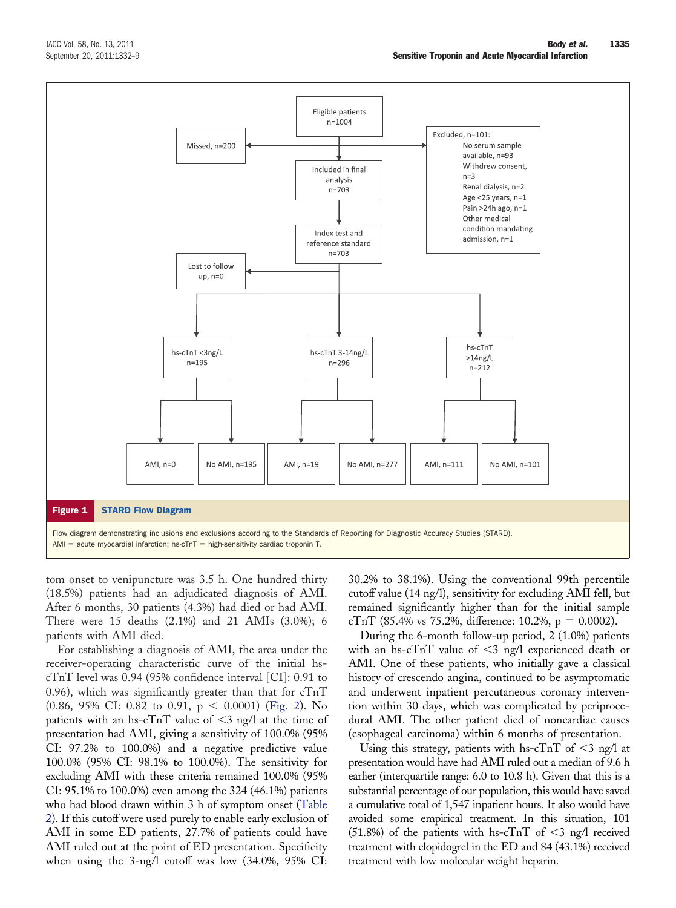Eligible patients n=1004

Missed, n=200

Excluded, n=101: No serum sample available, n=93 Withdrew consent, n=3 Renal dialysis, n=2 Age <25 years, n=1 Pain >24h ago, n=1 Other medical condition mandating admission, n=1

Included in final analysis n=703

Index test and reference standard n=703

Lost to follow up, n=0

hs-cTnT <3ng/L n=195

hs-cTnT 3-14ng/L n=296

hs-cTnT >14ng/L n=212

AMI, n=0

No AMI, n=195

AMI, n=19

No AMI, n=277

AMI, n=111

No AMI, n=101

**Figure 1** **STARD Flow Diagram**

Flow diagram demonstrating inclusions and exclusions according to the Standards of Reporting for Diagnostic Accuracy Studies (STARD).
AMI = acute myocardial infarction; hs-cTnT = high-sensitivity cardiac troponin T.

tom onset to venipuncture was 3.5 h. One hundred thirty (18.5%) patients had an adjudicated diagnosis of AMI. After 6 months, 30 patients (4.3%) had died or had AMI. There were 15 deaths (2.1%) and 21 AMIs (3.0%); 6 patients with AMI died.

For establishing a diagnosis of AMI, the area under the receiver-operating characteristic curve of the initial hs-cTnT level was 0.94 (95% confidence interval [CI]: 0.91 to 0.96), which was significantly greater than that for cTnT (0.86, 95% CI: 0.82 to 0.91, $p < 0.0001$) (Fig. 2). No patients with an hs-cTnT value of <3 ng/l at the time of presentation had AMI, giving a sensitivity of 100.0% (95% CI: 97.2% to 100.0%) and a negative predictive value 100.0% (95% CI: 98.1% to 100.0%). The sensitivity for excluding AMI with these criteria remained 100.0% (95% CI: 95.1% to 100.0%) even among the 324 (46.1%) patients who had blood drawn within 3 h of symptom onset (Table 2). If this cutoff were used purely to enable early exclusion of AMI in some ED patients, 27.7% of patients could have AMI ruled out at the point of ED presentation. Specificity when using the 3-ng/l cutoff was low (34.0%, 95% CI: 30.2% to 38.1%). Using the conventional 99th percentile cutoff value (14 ng/l), sensitivity for excluding AMI fell, but remained significantly higher than for the initial sample cTnT (85.4% vs 75.2%, difference: 10.2%, $p = 0.0002$).

During the 6-month follow-up period, 2 (1.0%) patients with an hs-cTnT value of <3 ng/l experienced death or AMI. One of these patients, who initially gave a classical history of crescendo angina, continued to be asymptomatic and underwent inpatient percutaneous coronary intervention within 30 days, which was complicated by periprocedural AMI. The other patient died of noncardiac causes (esophageal carcinoma) within 6 months of presentation.

Using this strategy, patients with hs-cTnT of <3 ng/l at presentation would have had AMI ruled out a median of 9.6 h earlier (interquartile range: 6.0 to 10.8 h). Given that this is a substantial percentage of our population, this would have saved a cumulative total of 1,547 inpatient hours. It also would have avoided some empirical treatment. In this situation, 101 (51.8%) of the patients with hs-cTnT of <3 ng/l received treatment with clopidogrel in the ED and 84 (43.1%) received treatment with low molecular weight heparin.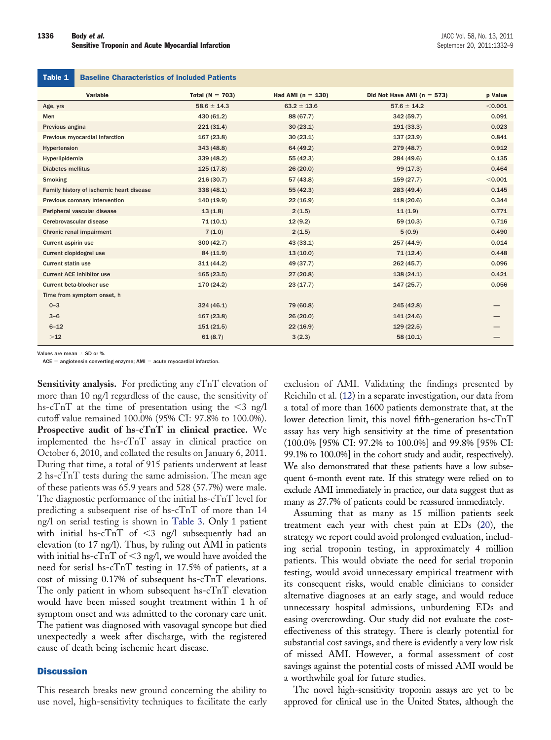**Table 1 Baseline Characteristics of Included Patients**

| Variable | Total (N = 703) | Had AMI (n = 130) | Did Not Have AMI (n = 573) | p Value |
|---|---|---|---|---|
| Age, yrs | 58.6 ± 14.3 | 63.2 ± 13.6 | 57.6 ± 14.2 | <0.001 |
| Men | 430 (61.2) | 88 (67.7) | 342 (59.7) | 0.091 |
| Previous angina | 221 (31.4) | 30 (23.1) | 191 (33.3) | 0.023 |
| Previous myocardial infarction | 167 (23.8) | 30 (23.1) | 137 (23.9) | 0.841 |
| Hypertension | 343 (48.8) | 64 (49.2) | 279 (48.7) | 0.912 |
| Hyperlipidemia | 339 (48.2) | 55 (42.3) | 284 (49.6) | 0.135 |
| Diabetes mellitus | 125 (17.8) | 26 (20.0) | 99 (17.3) | 0.464 |
| Smoking | 216 (30.7) | 57 (43.8) | 159 (27.7) | <0.001 |
| Family history of ischemic heart disease | 338 (48.1) | 55 (42.3) | 283 (49.4) | 0.145 |
| Previous coronary intervention | 140 (19.9) | 22 (16.9) | 118 (20.6) | 0.344 |
| Peripheral vascular disease | 13 (1.8) | 2 (1.5) | 11 (1.9) | 0.771 |
| Cerebrovascular disease | 71 (10.1) | 12 (9.2) | 59 (10.3) | 0.716 |
| Chronic renal impairment | 7 (1.0) | 2 (1.5) | 5 (0.9) | 0.490 |
| Current aspirin use | 300 (42.7) | 43 (33.1) | 257 (44.9) | 0.014 |
| Current clopidogrel use | 84 (11.9) | 13 (10.0) | 71 (12.4) | 0.448 |
| Current statin use | 311 (44.2) | 49 (37.7) | 262 (45.7) | 0.096 |
| Current ACE inhibitor use | 165 (23.5) | 27 (20.8) | 138 (24.1) | 0.421 |
| Current beta-blocker use | 170 (24.2) | 23 (17.7) | 147 (25.7) | 0.056 |
| Time from symptom onset, h | | | | |
| 0–3 | 324 (46.1) | 79 (60.8) | 245 (42.8) | — |
| 3–6 | 167 (23.8) | 26 (20.0) | 141 (24.6) | — |
| 6–12 | 151 (21.5) | 22 (16.9) | 129 (22.5) | — |
| >12 | 61 (8.7) | 3 (2.3) | 58 (10.1) | — |

Values are mean ± SD or %.
ACE = angiotensin converting enzyme; AMI = acute myocardial infarction.

**Sensitivity analysis.** For predicting any cTnT elevation of more than 10 ng/l regardless of the cause, the sensitivity of hs-cTnT at the time of presentation using the <3 ng/l cutoff value remained 100.0% (95% CI: 97.8% to 100.0%).

**Prospective audit of hs-cTnT in clinical practice.** We implemented the hs-cTnT assay in clinical practice on October 6, 2010, and collated the results on January 6, 2011. During that time, a total of 915 patients underwent at least 2 hs-cTnT tests during the same admission. The mean age of these patients was 65.9 years and 528 (57.7%) were male. The diagnostic performance of the initial hs-cTnT level for predicting a subsequent rise of hs-cTnT of more than 14 ng/l on serial testing is shown in Table 3. Only 1 patient with initial hs-cTnT of <3 ng/l subsequently had an elevation (to 17 ng/l). Thus, by ruling out AMI in patients with initial hs-cTnT of <3 ng/l, we would have avoided the need for serial hs-cTnT testing in 17.5% of patients, at a cost of missing 0.17% of subsequent hs-cTnT elevations. The only patient in whom subsequent hs-cTnT elevation would have been missed sought treatment within 1 h of symptom onset and was admitted to the coronary care unit. The patient was diagnosed with vasovagal syncope but died unexpectedly a week after discharge, with the registered cause of death being ischemic heart disease.

## Discussion

This research breaks new ground concerning the ability to use novel, high-sensitivity techniques to facilitate the early exclusion of AMI. Validating the findings presented by Reichiln et al. (12) in a separate investigation, our data from a total of more than 1600 patients demonstrate that, at the lower detection limit, this novel fifth-generation hs-cTnT assay has very high sensitivity at the time of presentation (100.0% [95% CI: 97.2% to 100.0%] and 99.8% [95% CI: 99.1% to 100.0%] in the cohort study and audit, respectively). We also demonstrated that these patients have a low subsequent 6-month event rate. If this strategy were relied on to exclude AMI immediately in practice, our data suggest that as many as 27.7% of patients could be reassured immediately.

Assuming that as many as 15 million patients seek treatment each year with chest pain at EDs (20), the strategy we report could avoid prolonged evaluation, including serial troponin testing, in approximately 4 million patients. This would obviate the need for serial troponin testing, would avoid unnecessary empirical treatment with its consequent risks, would enable clinicians to consider alternative diagnoses at an early stage, and would reduce unnecessary hospital admissions, unburdening EDs and easing overcrowding. Our study did not evaluate the cost-effectiveness of this strategy. There is clearly potential for substantial cost savings, and there is evidently a very low risk of missed AMI. However, a formal assessment of cost savings against the potential costs of missed AMI would be a worthwhile goal for future studies.

The novel high-sensitivity troponin assays are yet to be approved for clinical use in the United States, although the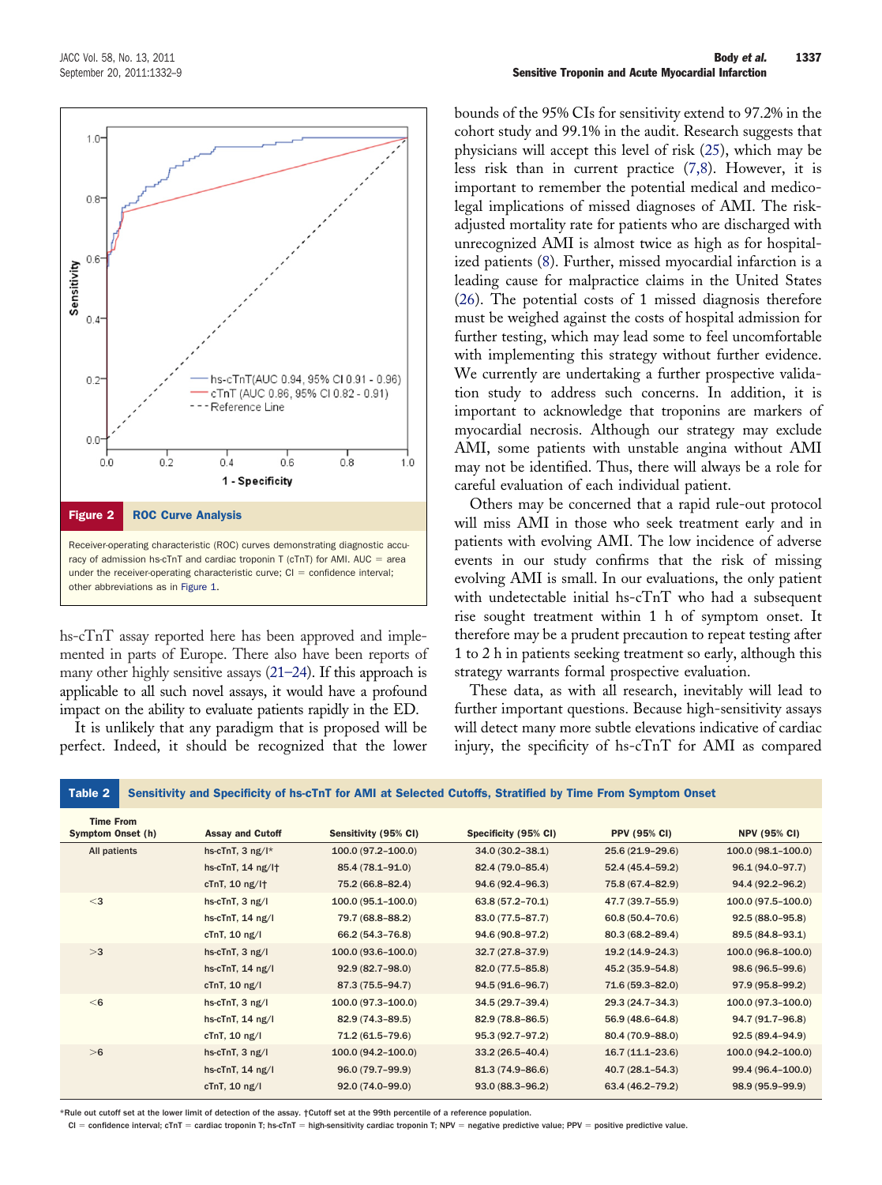1.0
0.8
0.6
0.4
0.2
0.0
Sensitivity
0.0 0.2 0.4 0.6 0.8 1.0
1 - Specificity
hs-cTnT(AUC 0.94, 95% CI 0.91 - 0.96)
cTnT (AUC 0.86, 95% CI 0.82 - 0.91)
Reference Line

**Figure 2** **ROC Curve Analysis**

Receiver-operating characteristic (ROC) curves demonstrating diagnostic accuracy of admission hs-cTnT and cardiac troponin T (cTnT) for AMI. AUC = area under the receiver-operating characteristic curve; CI = confidence interval; other abbreviations as in Figure 1.

hs-cTnT assay reported here has been approved and implemented in parts of Europe. There also have been reports of many other highly sensitive assays (21–24). If this approach is applicable to all such novel assays, it would have a profound impact on the ability to evaluate patients rapidly in the ED.

It is unlikely that any paradigm that is proposed will be perfect. Indeed, it should be recognized that the lower bounds of the 95% CIs for sensitivity extend to 97.2% in the cohort study and 99.1% in the audit. Research suggests that physicians will accept this level of risk (25), which may be less risk than in current practice (7,8). However, it is important to remember the potential medical and medicolegal implications of missed diagnoses of AMI. The risk-adjusted mortality rate for patients who are discharged with unrecognized AMI is almost twice as high as for hospitalized patients (8). Further, missed myocardial infarction is a leading cause for malpractice claims in the United States (26). The potential costs of 1 missed diagnosis therefore must be weighed against the costs of hospital admission for further testing, which may lead some to feel uncomfortable with implementing this strategy without further evidence. We currently are undertaking a further prospective validation study to address such concerns. In addition, it is important to acknowledge that troponins are markers of myocardial necrosis. Although our strategy may exclude AMI, some patients with unstable angina without AMI may not be identified. Thus, there will always be a role for careful evaluation of each individual patient.

Others may be concerned that a rapid rule-out protocol will miss AMI in those who seek treatment early and in patients with evolving AMI. The low incidence of adverse events in our study confirms that the risk of missing evolving AMI is small. In our evaluations, the only patient with undetectable initial hs-cTnT who had a subsequent rise sought treatment within 1 h of symptom onset. It therefore may be a prudent precaution to repeat testing after 1 to 2 h in patients seeking treatment so early, although this strategy warrants formal prospective evaluation.

These data, as with all research, inevitably will lead to further important questions. Because high-sensitivity assays will detect many more subtle elevations indicative of cardiac injury, the specificity of hs-cTnT for AMI as compared

**Table 2** **Sensitivity and Specificity of hs-cTnT for AMI at Selected Cutoffs, Stratified by Time From Symptom Onset**

| Time From Symptom Onset (h) | Assay and Cutoff | Sensitivity (95% CI) | Specificity (95% CI) | PPV (95% CI) | NPV (95% CI) |
|---|---|---|---|---|---|
| All patients | hs-cTnT, 3 ng/l* | 100.0 (97.2–100.0) | 34.0 (30.2–38.1) | 25.6 (21.9–29.6) | 100.0 (98.1–100.0) |
| | hs-cTnT, 14 ng/l† | 85.4 (78.1–91.0) | 82.4 (79.0–85.4) | 52.4 (45.4–59.2) | 96.1 (94.0–97.7) |
| | cTnT, 10 ng/l† | 75.2 (66.8–82.4) | 94.6 (92.4–96.3) | 75.8 (67.4–82.9) | 94.4 (92.2–96.2) |
| <3 | hs-cTnT, 3 ng/l | 100.0 (95.1–100.0) | 63.8 (57.2–70.1) | 47.7 (39.7–55.9) | 100.0 (97.5–100.0) |
| | hs-cTnT, 14 ng/l | 79.7 (68.8–88.2) | 83.0 (77.5–87.7) | 60.8 (50.4–70.6) | 92.5 (88.0–95.8) |
| | cTnT, 10 ng/l | 66.2 (54.3–76.8) | 94.6 (90.8–97.2) | 80.3 (68.2–89.4) | 89.5 (84.8–93.1) |
| >3 | hs-cTnT, 3 ng/l | 100.0 (93.6–100.0) | 32.7 (27.8–37.9) | 19.2 (14.9–24.3) | 100.0 (96.8–100.0) |
| | hs-cTnT, 14 ng/l | 92.9 (82.7–98.0) | 82.0 (77.5–85.8) | 45.2 (35.9–54.8) | 98.6 (96.5–99.6) |
| | cTnT, 10 ng/l | 87.3 (75.5–94.7) | 94.5 (91.6–96.7) | 71.6 (59.3–82.0) | 97.9 (95.8–99.2) |
| <6 | hs-cTnT, 3 ng/l | 100.0 (97.3–100.0) | 34.5 (29.7–39.4) | 29.3 (24.7–34.3) | 100.0 (97.3–100.0) |
| | hs-cTnT, 14 ng/l | 82.9 (74.3–89.5) | 82.9 (78.8–86.5) | 56.9 (48.6–64.8) | 94.7 (91.7–96.8) |
| | cTnT, 10 ng/l | 71.2 (61.5–79.6) | 95.3 (92.7–97.2) | 80.4 (70.9–88.0) | 92.5 (89.4–94.9) |
| >6 | hs-cTnT, 3 ng/l | 100.0 (94.2–100.0) | 33.2 (26.5–40.4) | 16.7 (11.1–23.6) | 100.0 (94.2–100.0) |
| | hs-cTnT, 14 ng/l | 96.0 (79.7–99.9) | 81.3 (74.9–86.6) | 40.7 (28.1–54.3) | 99.4 (96.4–100.0) |
| | cTnT, 10 ng/l | 92.0 (74.0–99.0) | 93.0 (88.3–96.2) | 63.4 (46.2–79.2) | 98.9 (95.9–99.9) |

*Rule out cutoff set at the lower limit of detection of the assay. †Cutoff set at the 99th percentile of a reference population.
CI = confidence interval; cTnT = cardiac troponin T; hs-cTnT = high-sensitivity cardiac troponin T; NPV = negative predictive value; PPV = positive predictive value.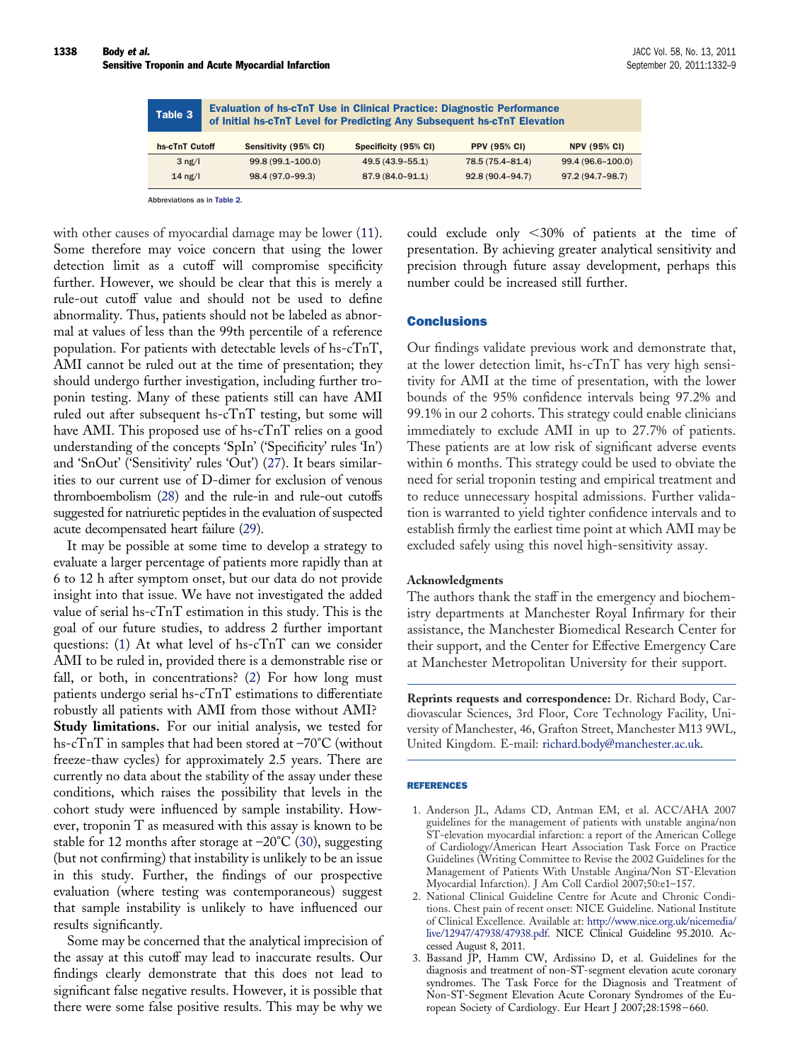**Table 3 Evaluation of hs-cTnT Use in Clinical Practice: Diagnostic Performance of Initial hs-cTnT Level for Predicting Any Subsequent hs-cTnT Elevation**

| hs-cTnT Cutoff | Sensitivity (95% CI) | Specificity (95% CI) | PPV (95% CI) | NPV (95% CI) |
|---|---|---|---|---|
| 3 ng/l | 99.8 (99.1–100.0) | 49.5 (43.9–55.1) | 78.5 (75.4–81.4) | 99.4 (96.6–100.0) |
| 14 ng/l | 98.4 (97.0–99.3) | 87.9 (84.0–91.1) | 92.8 (90.4–94.7) | 97.2 (94.7–98.7) |

Abbreviations as in Table 2.

with other causes of myocardial damage may be lower (11). Some therefore may voice concern that using the lower detection limit as a cutoff will compromise specificity further. However, we should be clear that this is merely a rule-out cutoff value and should not be used to define abnormality. Thus, patients should not be labeled as abnormal at values of less than the 99th percentile of a reference population. For patients with detectable levels of hs-cTnT, AMI cannot be ruled out at the time of presentation; they should undergo further investigation, including further troponin testing. Many of these patients still can have AMI ruled out after subsequent hs-cTnT testing, but some will have AMI. This proposed use of hs-cTnT relies on a good understanding of the concepts 'SpIn' ('Specificity' rules 'In') and 'SnOut' ('Sensitivity' rules 'Out') (27). It bears similarities to our current use of D-dimer for exclusion of venous thromboembolism (28) and the rule-in and rule-out cutoffs suggested for natriuretic peptides in the evaluation of suspected acute decompensated heart failure (29).

It may be possible at some time to develop a strategy to evaluate a larger percentage of patients more rapidly than at 6 to 12 h after symptom onset, but our data do not provide insight into that issue. We have not investigated the added value of serial hs-cTnT estimation in this study. This is the goal of our future studies, to address 2 further important questions: (1) At what level of hs-cTnT can we consider AMI to be ruled in, provided there is a demonstrable rise or fall, or both, in concentrations? (2) For how long must patients undergo serial hs-cTnT estimations to differentiate robustly all patients with AMI from those without AMI?

**Study limitations.** For our initial analysis, we tested for hs-cTnT in samples that had been stored at −70°C (without freeze-thaw cycles) for approximately 2.5 years. There are currently no data about the stability of the assay under these conditions, which raises the possibility that levels in the cohort study were influenced by sample instability. However, troponin T as measured with this assay is known to be stable for 12 months after storage at −20°C (30), suggesting (but not confirming) that instability is unlikely to be an issue in this study. Further, the findings of our prospective evaluation (where testing was contemporaneous) suggest that sample instability is unlikely to have influenced our results significantly.

Some may be concerned that the analytical imprecision of the assay at this cutoff may lead to inaccurate results. Our findings clearly demonstrate that this does not lead to significant false negative results. However, it is possible that there were some false positive results. This may be why we could exclude only <30% of patients at the time of presentation. By achieving greater analytical sensitivity and precision through future assay development, perhaps this number could be increased still further.

## Conclusions

Our findings validate previous work and demonstrate that, at the lower detection limit, hs-cTnT has very high sensitivity for AMI at the time of presentation, with the lower bounds of the 95% confidence intervals being 97.2% and 99.1% in our 2 cohorts. This strategy could enable clinicians immediately to exclude AMI in up to 27.7% of patients. These patients are at low risk of significant adverse events within 6 months. This strategy could be used to obviate the need for serial troponin testing and empirical treatment and to reduce unnecessary hospital admissions. Further validation is warranted to yield tighter confidence intervals and to establish firmly the earliest time point at which AMI may be excluded safely using this novel high-sensitivity assay.

### Acknowledgments

The authors thank the staff in the emergency and biochemistry departments at Manchester Royal Infirmary for their assistance, the Manchester Biomedical Research Center for their support, and the Center for Effective Emergency Care at Manchester Metropolitan University for their support.

**Reprints requests and correspondence:** Dr. Richard Body, Cardiovascular Sciences, 3rd Floor, Core Technology Facility, University of Manchester, 46, Grafton Street, Manchester M13 9WL, United Kingdom. E-mail: richard.body@manchester.ac.uk.

## REFERENCES

1. Anderson JL, Adams CD, Antman EM, et al. ACC/AHA 2007 guidelines for the management of patients with unstable angina/non ST-elevation myocardial infarction: a report of the American College of Cardiology/American Heart Association Task Force on Practice Guidelines (Writing Committee to Revise the 2002 Guidelines for the Management of Patients With Unstable Angina/Non ST-Elevation Myocardial Infarction). J Am Coll Cardiol 2007;50:e1–157.
2. National Clinical Guideline Centre for Acute and Chronic Conditions. Chest pain of recent onset: NICE Guideline. National Institute of Clinical Excellence. Available at: http://www.nice.org.uk/nicemedia/live/12947/47938/47938.pdf. NICE Clinical Guideline 95.2010. Accessed August 8, 2011.
3. Bassand JP, Hamm CW, Ardissino D, et al. Guidelines for the diagnosis and treatment of non-ST-segment elevation acute coronary syndromes. The Task Force for the Diagnosis and Treatment of Non-ST-Segment Elevation Acute Coronary Syndromes of the European Society of Cardiology. Eur Heart J 2007;28:1598–660.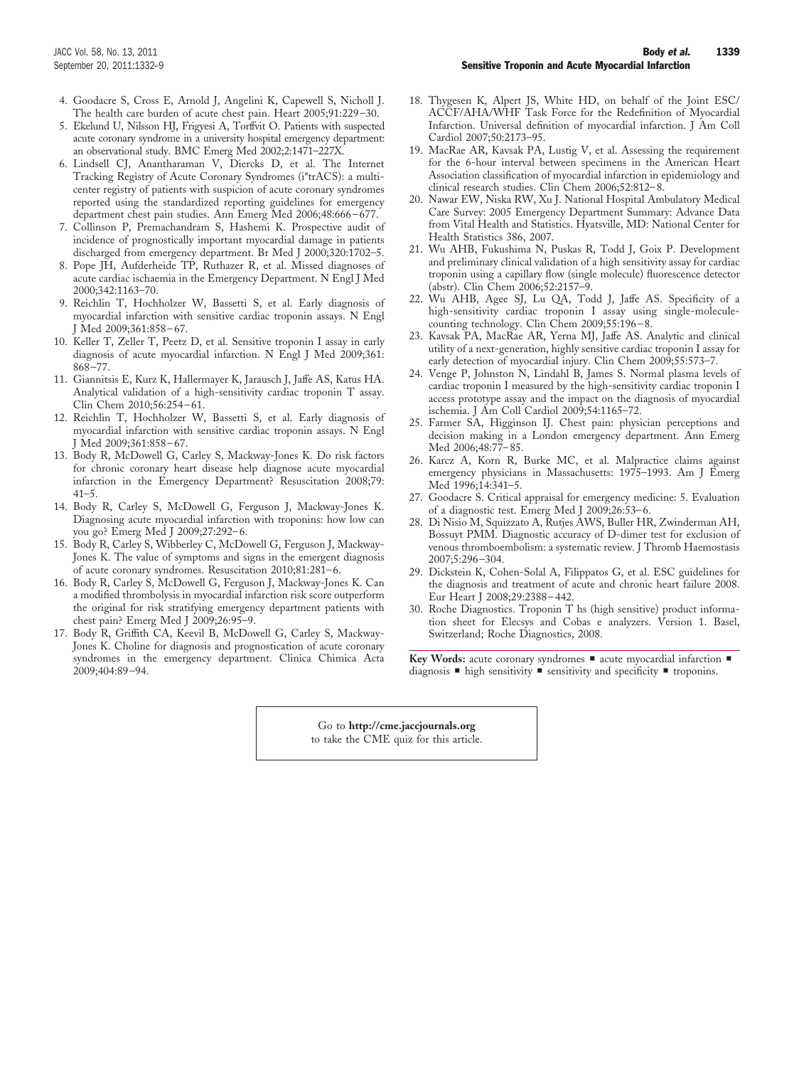4. Goodacre S, Cross E, Arnold J, Angelini K, Capewell S, Nicholl J. The health care burden of acute chest pain. Heart 2005;91:229–30.
5. Ekelund U, Nilsson HJ, Frigyesi A, Torffvit O. Patients with suspected acute coronary syndrome in a university hospital emergency department: an observational study. BMC Emerg Med 2002;2:1471–227X.
6. Lindsell CJ, Anantharaman V, Diercks D, et al. The Internet Tracking Registry of Acute Coronary Syndromes (i*trACS): a multicenter registry of patients with suspicion of acute coronary syndromes reported using the standardized reporting guidelines for emergency department chest pain studies. Ann Emerg Med 2006;48:666–677.
7. Collinson P, Premachandram S, Hashemi K. Prospective audit of incidence of prognostically important myocardial damage in patients discharged from emergency department. Br Med J 2000;320:1702–5.
8. Pope JH, Aufderheide TP, Ruthazer R, et al. Missed diagnoses of acute cardiac ischaemia in the Emergency Department. N Engl J Med 2000;342:1163–70.
9. Reichlin T, Hochholzer W, Bassetti S, et al. Early diagnosis of myocardial infarction with sensitive cardiac troponin assays. N Engl J Med 2009;361:858–67.
10. Keller T, Zeller T, Peetz D, et al. Sensitive troponin I assay in early diagnosis of acute myocardial infarction. N Engl J Med 2009;361:868–77.
11. Giannitsis E, Kurz K, Hallermayer K, Jarausch J, Jaffe AS, Katus HA. Analytical validation of a high-sensitivity cardiac troponin T assay. Clin Chem 2010;56:254–61.
12. Reichlin T, Hochholzer W, Bassetti S, et al. Early diagnosis of myocardial infarction with sensitive cardiac troponin assays. N Engl J Med 2009;361:858–67.
13. Body R, McDowell G, Carley S, Mackway-Jones K. Do risk factors for chronic coronary heart disease help diagnose acute myocardial infarction in the Emergency Department? Resuscitation 2008;79:41–5.
14. Body R, Carley S, McDowell G, Ferguson J, Mackway-Jones K. Diagnosing acute myocardial infarction with troponins: how low can you go? Emerg Med J 2009;27:292–6.
15. Body R, Carley S, Wibberley C, McDowell G, Ferguson J, Mackway-Jones K. The value of symptoms and signs in the emergent diagnosis of acute coronary syndromes. Resuscitation 2010;81:281–6.
16. Body R, Carley S, McDowell G, Ferguson J, Mackway-Jones K. Can a modified thrombolysis in myocardial infarction risk score outperform the original for risk stratifying emergency department patients with chest pain? Emerg Med J 2009;26:95–9.
17. Body R, Griffith CA, Keevil B, McDowell G, Carley S, Mackway-Jones K. Choline for diagnosis and prognostication of acute coronary syndromes in the emergency department. Clinica Chimica Acta 2009;404:89–94.
18. Thygesen K, Alpert JS, White HD, on behalf of the Joint ESC/ACCF/AHA/WHF Task Force for the Redefinition of Myocardial Infarction. Universal definition of myocardial infarction. J Am Coll Cardiol 2007;50:2173–95.
19. MacRae AR, Kavsak PA, Lustig V, et al. Assessing the requirement for the 6-hour interval between specimens in the American Heart Association classification of myocardial infarction in epidemiology and clinical research studies. Clin Chem 2006;52:812–8.
20. Nawar EW, Niska RW, Xu J. National Hospital Ambulatory Medical Care Survey: 2005 Emergency Department Summary: Advance Data from Vital Health and Statistics. Hyatsville, MD: National Center for Health Statistics 386, 2007.
21. Wu AHB, Fukushima N, Puskas R, Todd J, Goix P. Development and preliminary clinical validation of a high sensitivity assay for cardiac troponin using a capillary flow (single molecule) fluorescence detector (abstr). Clin Chem 2006;52:2157–9.
22. Wu AHB, Agee SJ, Lu QA, Todd J, Jaffe AS. Specificity of a high-sensitivity cardiac troponin I assay using single-molecule-counting technology. Clin Chem 2009;55:196–8.
23. Kavsak PA, MacRae AR, Yerna MJ, Jaffe AS. Analytic and clinical utility of a next-generation, highly sensitive cardiac troponin I assay for early detection of myocardial injury. Clin Chem 2009;55:573–7.
24. Venge P, Johnston N, Lindahl B, James S. Normal plasma levels of cardiac troponin I measured by the high-sensitivity cardiac troponin I access prototype assay and the impact on the diagnosis of myocardial ischemia. J Am Coll Cardiol 2009;54:1165–72.
25. Farmer SA, Higginson IJ. Chest pain: physician perceptions and decision making in a London emergency department. Ann Emerg Med 2006;48:77–85.
26. Karcz A, Korn R, Burke MC, et al. Malpractice claims against emergency physicians in Massachusetts: 1975–1993. Am J Emerg Med 1996;14:341–5.
27. Goodacre S. Critical appraisal for emergency medicine: 5. Evaluation of a diagnostic test. Emerg Med J 2009;26:53–6.
28. Di Nisio M, Squizzato A, Rutjes AWS, Buller HR, Zwinderman AH, Bossuyt PMM. Diagnostic accuracy of D-dimer test for exclusion of venous thromboembolism: a systematic review. J Thromb Haemostasis 2007;5:296–304.
29. Dickstein K, Cohen-Solal A, Filippatos G, et al. ESC guidelines for the diagnosis and treatment of acute and chronic heart failure 2008. Eur Heart J 2008;29:2388–442.
30. Roche Diagnostics. Troponin T hs (high sensitive) product information sheet for Elecsys and Cobas e analyzers. Version 1. Basel, Switzerland; Roche Diagnostics, 2008.

**Key Words:** acute coronary syndromes ▪ acute myocardial infarction ▪ diagnosis ▪ high sensitivity ▪ sensitivity and specificity ▪ troponins.

Go to **http://cme.jaccjournals.org** to take the CME quiz for this article.